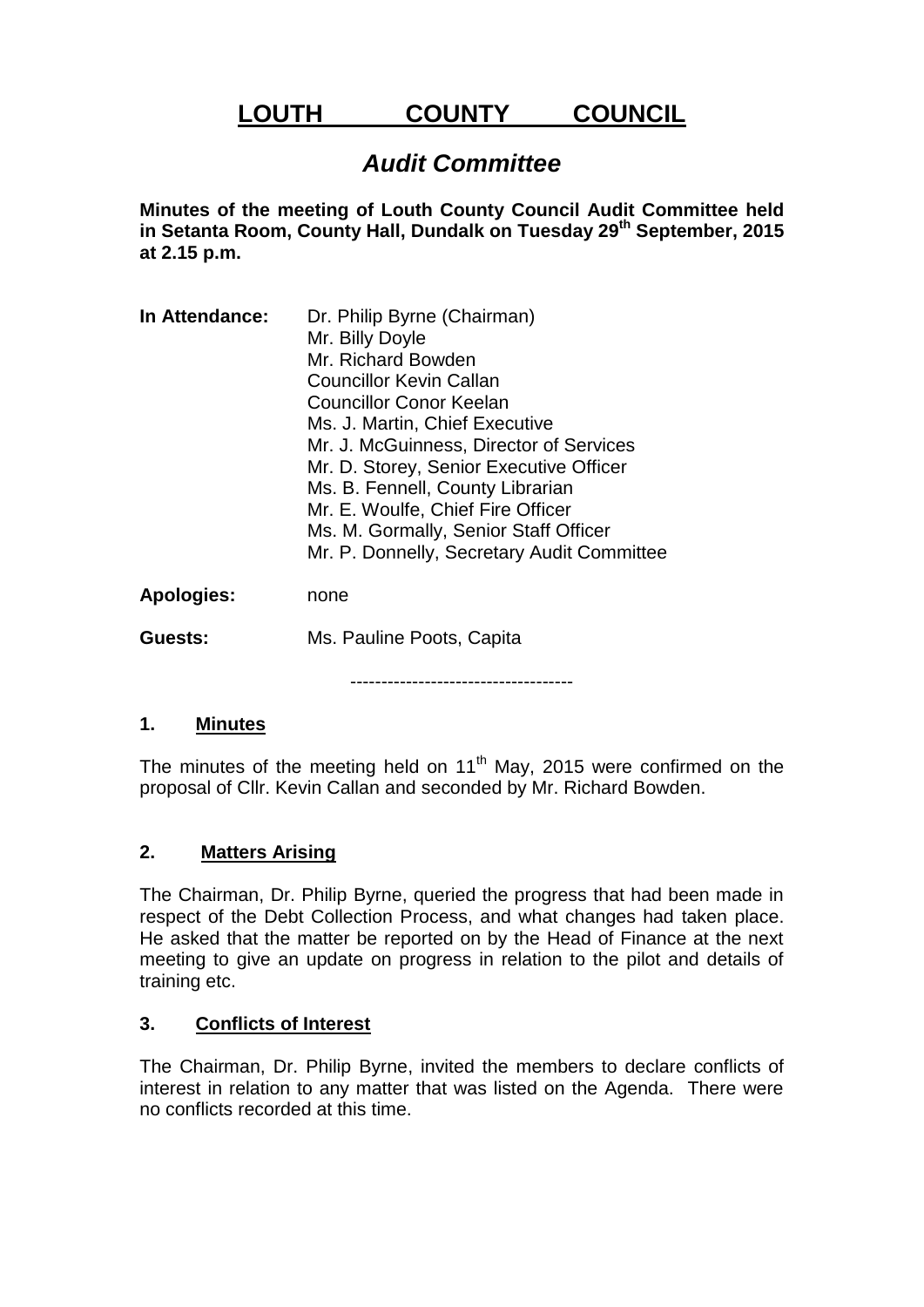# LOUTH COUNTY COUNCIL

## *Audit Committee*

**Minutes of the meeting of Louth County Council Audit Committee held in Setanta Room, County Hall, Dundalk on Tuesday 29th September, 2015 at 2.15 p.m.**

| | |
|---|---|
| **In Attendance:** | Dr. Philip Byrne (Chairman)<br>Mr. Billy Doyle<br>Mr. Richard Bowden<br>Councillor Kevin Callan<br>Councillor Conor Keelan<br>Ms. J. Martin, Chief Executive<br>Mr. J. McGuinness, Director of Services<br>Mr. D. Storey, Senior Executive Officer<br>Ms. B. Fennell, County Librarian<br>Mr. E. Woulfe, Chief Fire Officer<br>Ms. M. Gormally, Senior Staff Officer<br>Mr. P. Donnelly, Secretary Audit Committee |
| **Apologies:** | none |
| **Guests:** | Ms. Pauline Poots, Capita |

------------------------------------

### 1. Minutes

The minutes of the meeting held on 11th May, 2015 were confirmed on the proposal of Cllr. Kevin Callan and seconded by Mr. Richard Bowden.

### 2. Matters Arising

The Chairman, Dr. Philip Byrne, queried the progress that had been made in respect of the Debt Collection Process, and what changes had taken place. He asked that the matter be reported on by the Head of Finance at the next meeting to give an update on progress in relation to the pilot and details of training etc.

### 3. Conflicts of Interest

The Chairman, Dr. Philip Byrne, invited the members to declare conflicts of interest in relation to any matter that was listed on the Agenda. There were no conflicts recorded at this time.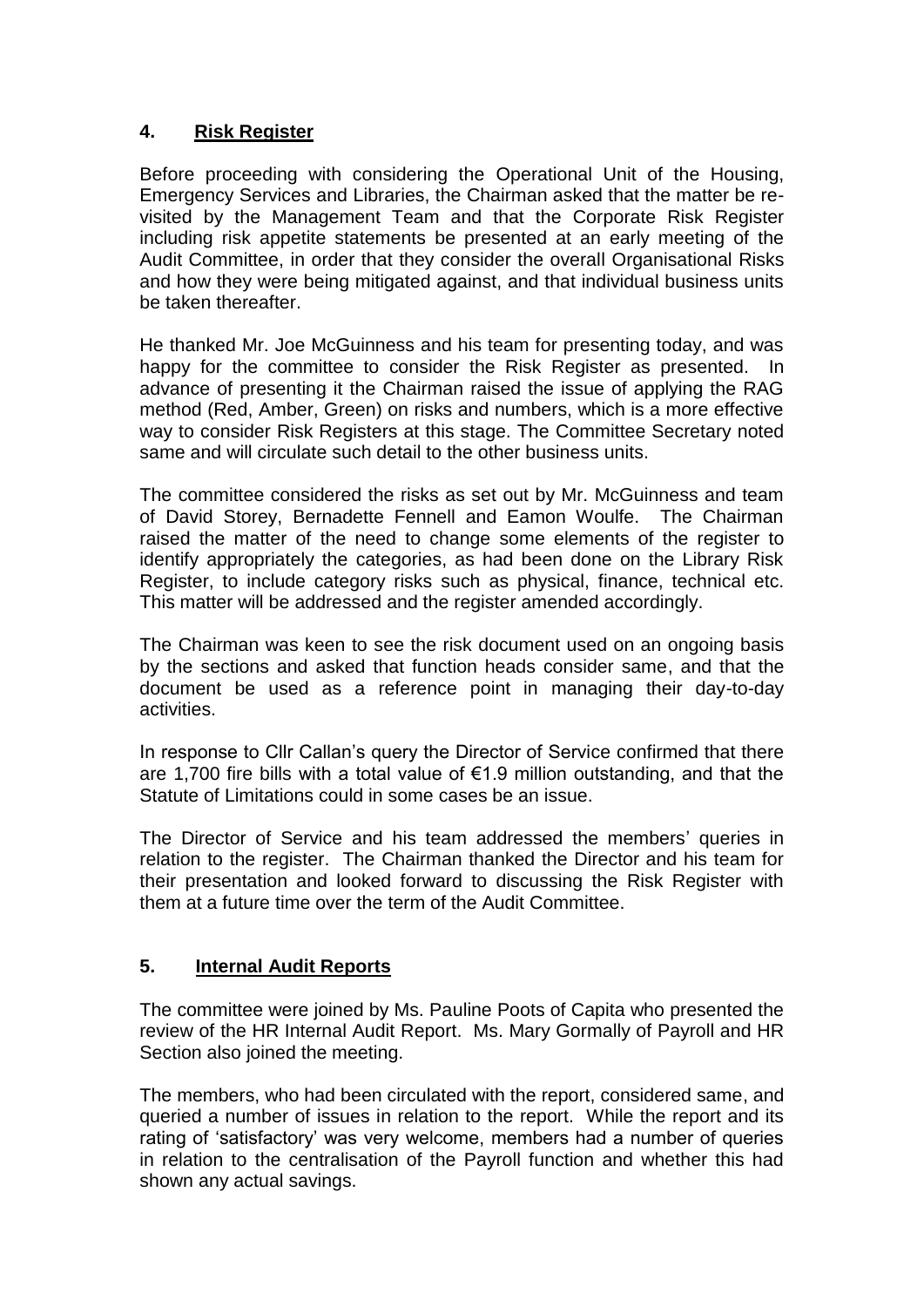## 4. Risk Register

Before proceeding with considering the Operational Unit of the Housing, Emergency Services and Libraries, the Chairman asked that the matter be re-visited by the Management Team and that the Corporate Risk Register including risk appetite statements be presented at an early meeting of the Audit Committee, in order that they consider the overall Organisational Risks and how they were being mitigated against, and that individual business units be taken thereafter.

He thanked Mr. Joe McGuinness and his team for presenting today, and was happy for the committee to consider the Risk Register as presented. In advance of presenting it the Chairman raised the issue of applying the RAG method (Red, Amber, Green) on risks and numbers, which is a more effective way to consider Risk Registers at this stage. The Committee Secretary noted same and will circulate such detail to the other business units.

The committee considered the risks as set out by Mr. McGuinness and team of David Storey, Bernadette Fennell and Eamon Woulfe. The Chairman raised the matter of the need to change some elements of the register to identify appropriately the categories, as had been done on the Library Risk Register, to include category risks such as physical, finance, technical etc. This matter will be addressed and the register amended accordingly.

The Chairman was keen to see the risk document used on an ongoing basis by the sections and asked that function heads consider same, and that the document be used as a reference point in managing their day-to-day activities.

In response to Cllr Callan's query the Director of Service confirmed that there are 1,700 fire bills with a total value of €1.9 million outstanding, and that the Statute of Limitations could in some cases be an issue.

The Director of Service and his team addressed the members' queries in relation to the register. The Chairman thanked the Director and his team for their presentation and looked forward to discussing the Risk Register with them at a future time over the term of the Audit Committee.

## 5. Internal Audit Reports

The committee were joined by Ms. Pauline Poots of Capita who presented the review of the HR Internal Audit Report. Ms. Mary Gormally of Payroll and HR Section also joined the meeting.

The members, who had been circulated with the report, considered same, and queried a number of issues in relation to the report. While the report and its rating of 'satisfactory' was very welcome, members had a number of queries in relation to the centralisation of the Payroll function and whether this had shown any actual savings.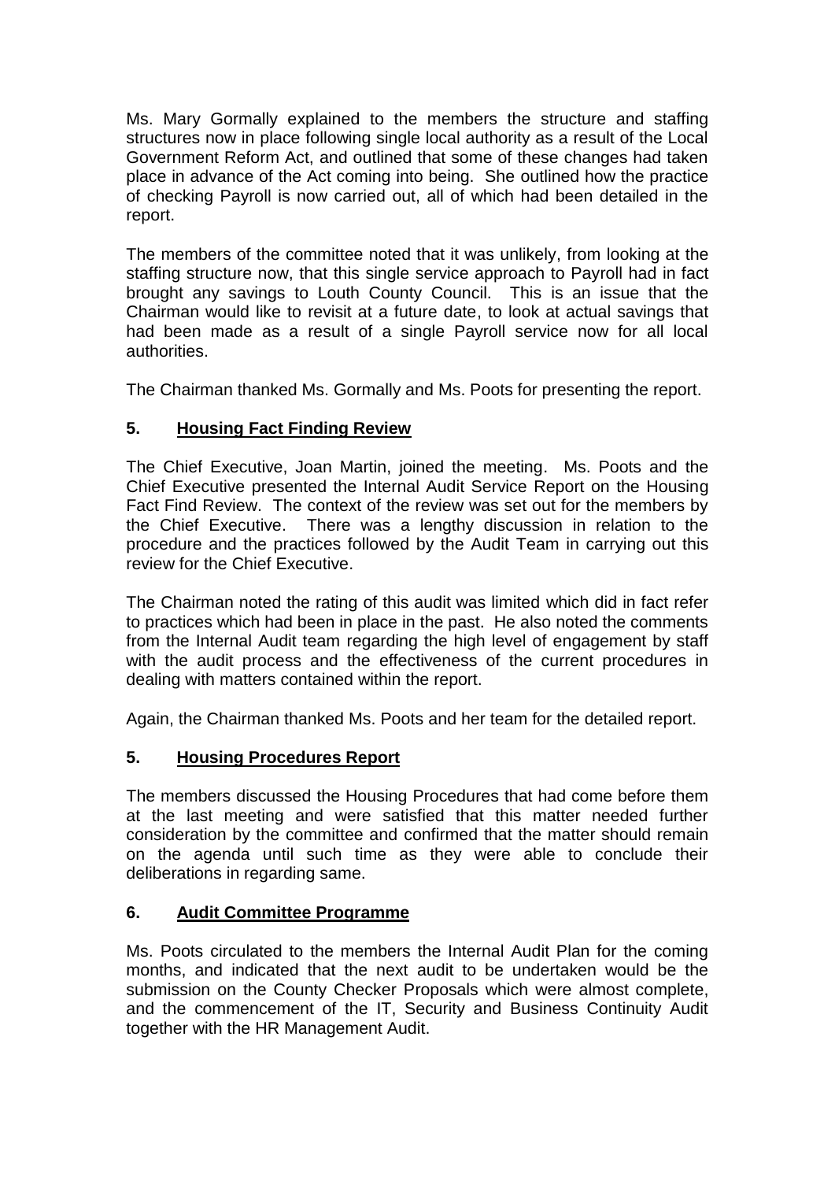Ms. Mary Gormally explained to the members the structure and staffing structures now in place following single local authority as a result of the Local Government Reform Act, and outlined that some of these changes had taken place in advance of the Act coming into being. She outlined how the practice of checking Payroll is now carried out, all of which had been detailed in the report.

The members of the committee noted that it was unlikely, from looking at the staffing structure now, that this single service approach to Payroll had in fact brought any savings to Louth County Council. This is an issue that the Chairman would like to revisit at a future date, to look at actual savings that had been made as a result of a single Payroll service now for all local authorities.

The Chairman thanked Ms. Gormally and Ms. Poots for presenting the report.

## 5. Housing Fact Finding Review

The Chief Executive, Joan Martin, joined the meeting. Ms. Poots and the Chief Executive presented the Internal Audit Service Report on the Housing Fact Find Review. The context of the review was set out for the members by the Chief Executive. There was a lengthy discussion in relation to the procedure and the practices followed by the Audit Team in carrying out this review for the Chief Executive.

The Chairman noted the rating of this audit was limited which did in fact refer to practices which had been in place in the past. He also noted the comments from the Internal Audit team regarding the high level of engagement by staff with the audit process and the effectiveness of the current procedures in dealing with matters contained within the report.

Again, the Chairman thanked Ms. Poots and her team for the detailed report.

## 5. Housing Procedures Report

The members discussed the Housing Procedures that had come before them at the last meeting and were satisfied that this matter needed further consideration by the committee and confirmed that the matter should remain on the agenda until such time as they were able to conclude their deliberations in regarding same.

## 6. Audit Committee Programme

Ms. Poots circulated to the members the Internal Audit Plan for the coming months, and indicated that the next audit to be undertaken would be the submission on the County Checker Proposals which were almost complete, and the commencement of the IT, Security and Business Continuity Audit together with the HR Management Audit.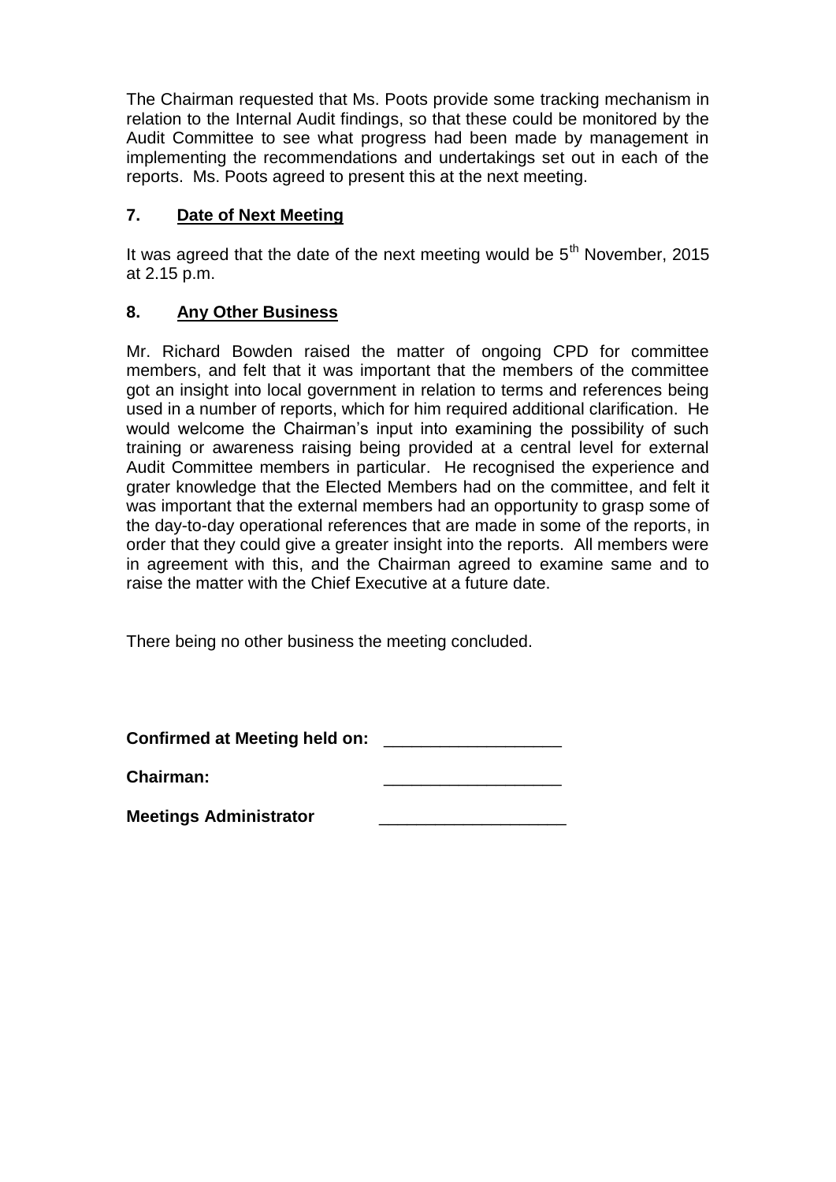The Chairman requested that Ms. Poots provide some tracking mechanism in relation to the Internal Audit findings, so that these could be monitored by the Audit Committee to see what progress had been made by management in implementing the recommendations and undertakings set out in each of the reports. Ms. Poots agreed to present this at the next meeting.

## 7. Date of Next Meeting

It was agreed that the date of the next meeting would be 5th November, 2015 at 2.15 p.m.

## 8. Any Other Business

Mr. Richard Bowden raised the matter of ongoing CPD for committee members, and felt that it was important that the members of the committee got an insight into local government in relation to terms and references being used in a number of reports, which for him required additional clarification. He would welcome the Chairman's input into examining the possibility of such training or awareness raising being provided at a central level for external Audit Committee members in particular. He recognised the experience and grater knowledge that the Elected Members had on the committee, and felt it was important that the external members had an opportunity to grasp some of the day-to-day operational references that are made in some of the reports, in order that they could give a greater insight into the reports. All members were in agreement with this, and the Chairman agreed to examine same and to raise the matter with the Chief Executive at a future date.

There being no other business the meeting concluded.

**Confirmed at Meeting held on:** ___________________

**Chairman:** ___________________

**Meetings Administrator** ____________________